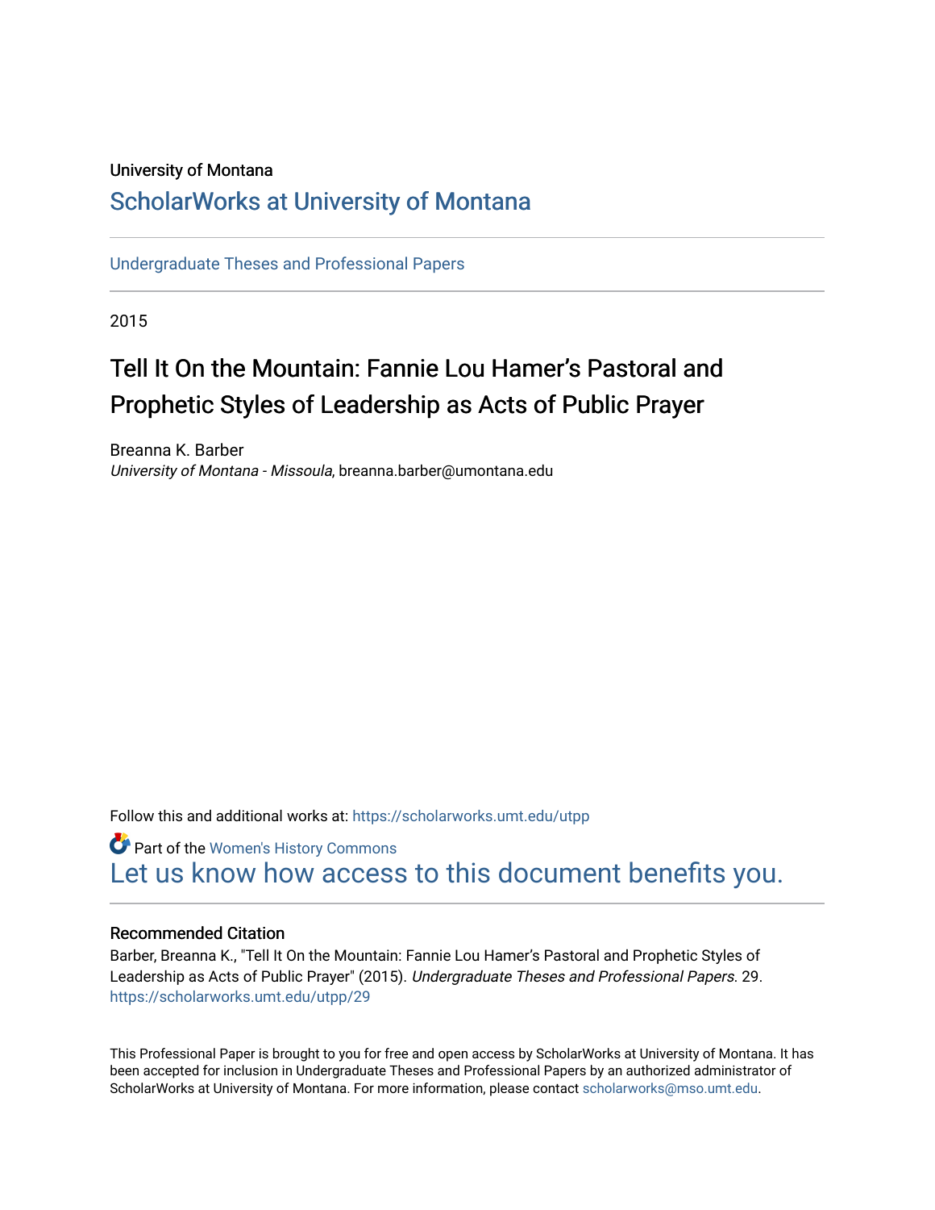University of Montana

# ScholarWorks at University of Montana

Undergraduate Theses and Professional Papers

2015

## Tell It On the Mountain: Fannie Lou Hamer's Pastoral and Prophetic Styles of Leadership as Acts of Public Prayer

Breanna K. Barber
*University of Montana - Missoula*, breanna.barber@umontana.edu

Follow this and additional works at: https://scholarworks.umt.edu/utpp

Part of the Women's History Commons

Let us know how access to this document benefits you.

### Recommended Citation

Barber, Breanna K., "Tell It On the Mountain: Fannie Lou Hamer's Pastoral and Prophetic Styles of Leadership as Acts of Public Prayer" (2015). *Undergraduate Theses and Professional Papers*. 29.
https://scholarworks.umt.edu/utpp/29

This Professional Paper is brought to you for free and open access by ScholarWorks at University of Montana. It has been accepted for inclusion in Undergraduate Theses and Professional Papers by an authorized administrator of ScholarWorks at University of Montana. For more information, please contact scholarworks@mso.umt.edu.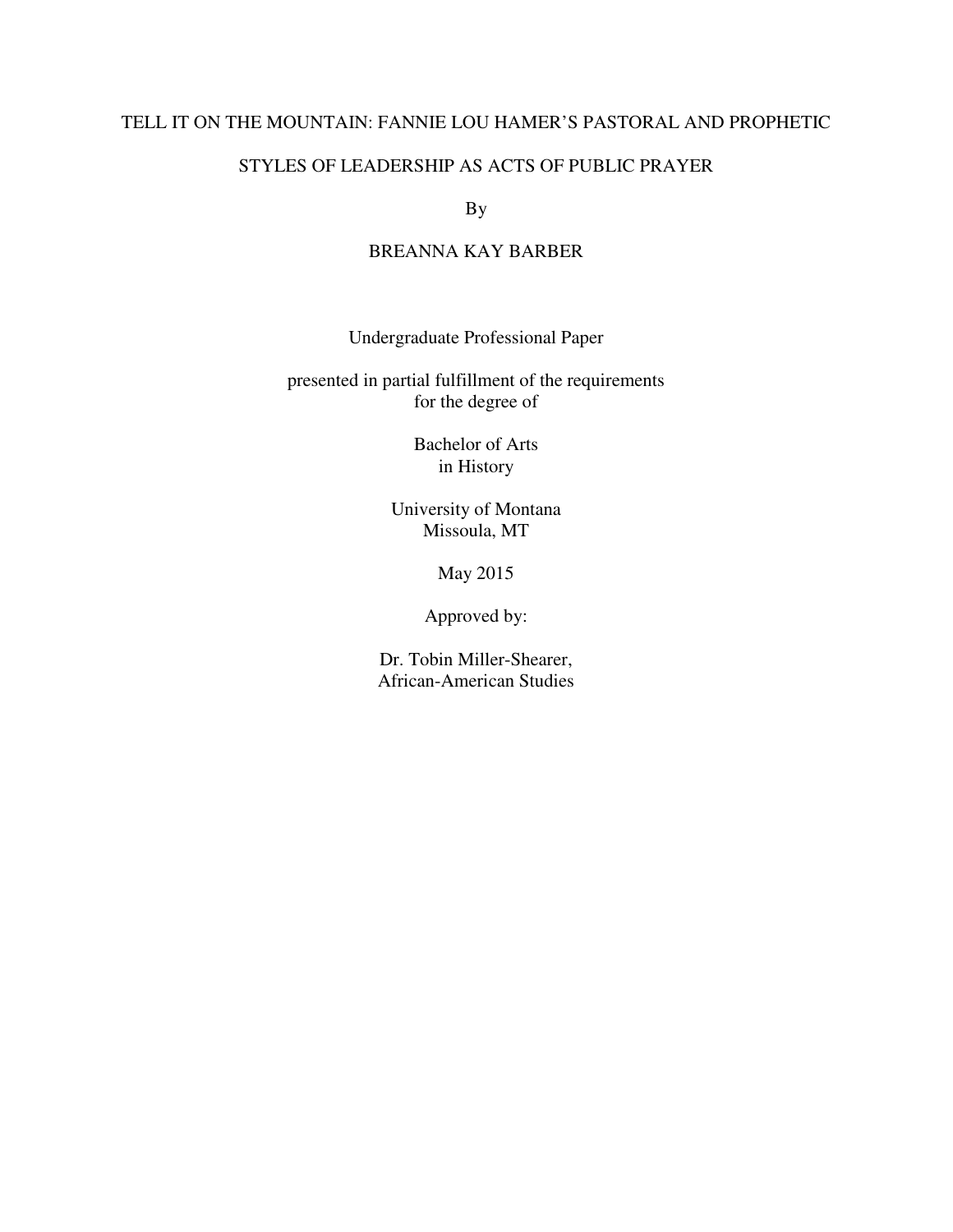# TELL IT ON THE MOUNTAIN: FANNIE LOU HAMER'S PASTORAL AND PROPHETIC STYLES OF LEADERSHIP AS ACTS OF PUBLIC PRAYER

By

BREANNA KAY BARBER

Undergraduate Professional Paper

presented in partial fulfillment of the requirements
for the degree of

Bachelor of Arts
in History

University of Montana
Missoula, MT

May 2015

Approved by:

Dr. Tobin Miller-Shearer,
African-American Studies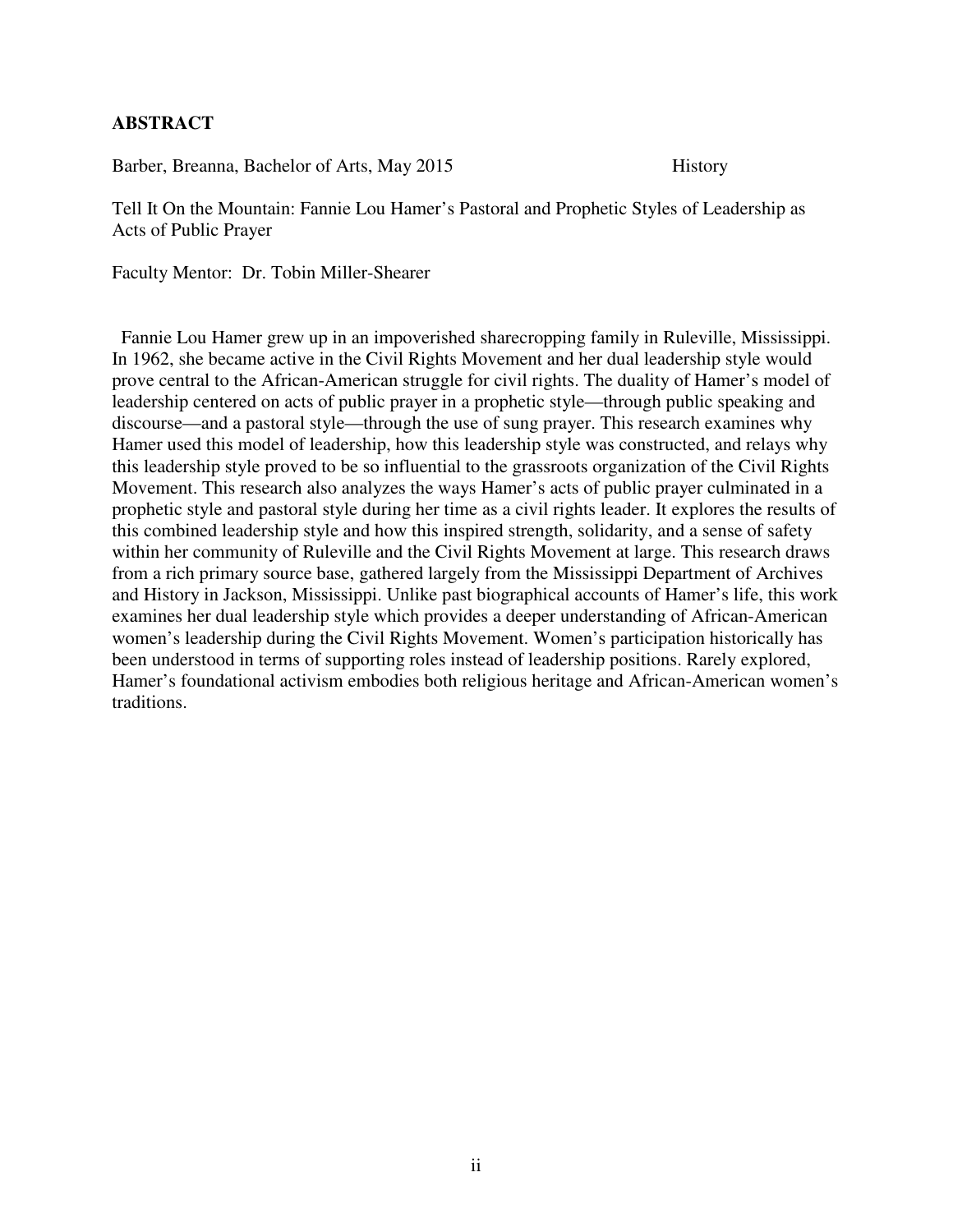## ABSTRACT

Barber, Breanna, Bachelor of Arts, May 2015 History

Tell It On the Mountain: Fannie Lou Hamer's Pastoral and Prophetic Styles of Leadership as Acts of Public Prayer

Faculty Mentor: Dr. Tobin Miller-Shearer

Fannie Lou Hamer grew up in an impoverished sharecropping family in Ruleville, Mississippi. In 1962, she became active in the Civil Rights Movement and her dual leadership style would prove central to the African-American struggle for civil rights. The duality of Hamer's model of leadership centered on acts of public prayer in a prophetic style—through public speaking and discourse—and a pastoral style—through the use of sung prayer. This research examines why Hamer used this model of leadership, how this leadership style was constructed, and relays why this leadership style proved to be so influential to the grassroots organization of the Civil Rights Movement. This research also analyzes the ways Hamer's acts of public prayer culminated in a prophetic style and pastoral style during her time as a civil rights leader. It explores the results of this combined leadership style and how this inspired strength, solidarity, and a sense of safety within her community of Ruleville and the Civil Rights Movement at large. This research draws from a rich primary source base, gathered largely from the Mississippi Department of Archives and History in Jackson, Mississippi. Unlike past biographical accounts of Hamer's life, this work examines her dual leadership style which provides a deeper understanding of African-American women's leadership during the Civil Rights Movement. Women's participation historically has been understood in terms of supporting roles instead of leadership positions. Rarely explored, Hamer's foundational activism embodies both religious heritage and African-American women's traditions.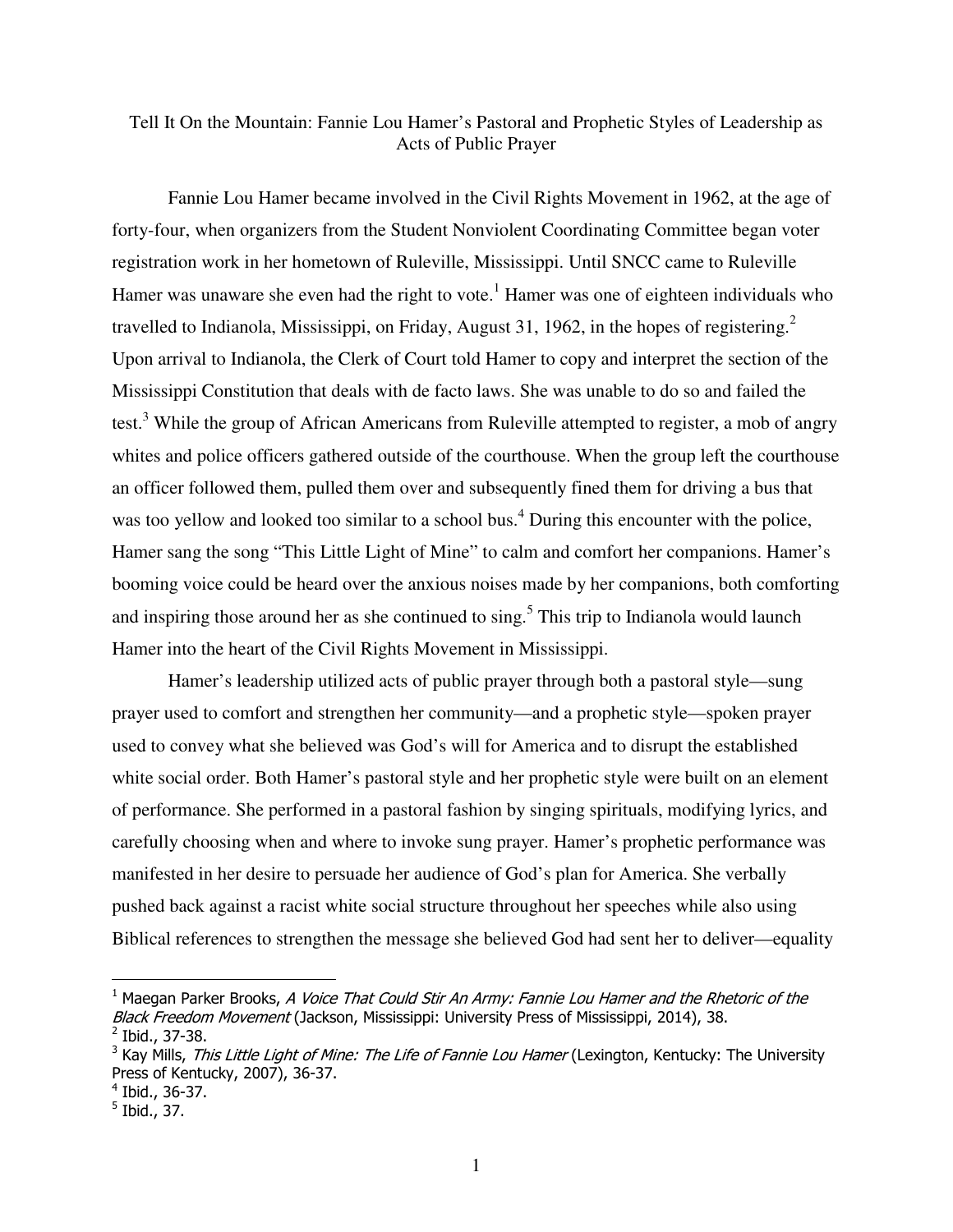# Tell It On the Mountain: Fannie Lou Hamer's Pastoral and Prophetic Styles of Leadership as Acts of Public Prayer

Fannie Lou Hamer became involved in the Civil Rights Movement in 1962, at the age of forty-four, when organizers from the Student Nonviolent Coordinating Committee began voter registration work in her hometown of Ruleville, Mississippi. Until SNCC came to Ruleville Hamer was unaware she even had the right to vote.[1] Hamer was one of eighteen individuals who travelled to Indianola, Mississippi, on Friday, August 31, 1962, in the hopes of registering.[2] Upon arrival to Indianola, the Clerk of Court told Hamer to copy and interpret the section of the Mississippi Constitution that deals with de facto laws. She was unable to do so and failed the test.[3] While the group of African Americans from Ruleville attempted to register, a mob of angry whites and police officers gathered outside of the courthouse. When the group left the courthouse an officer followed them, pulled them over and subsequently fined them for driving a bus that was too yellow and looked too similar to a school bus.[4] During this encounter with the police, Hamer sang the song "This Little Light of Mine" to calm and comfort her companions. Hamer's booming voice could be heard over the anxious noises made by her companions, both comforting and inspiring those around her as she continued to sing.[5] This trip to Indianola would launch Hamer into the heart of the Civil Rights Movement in Mississippi.

Hamer's leadership utilized acts of public prayer through both a pastoral style—sung prayer used to comfort and strengthen her community—and a prophetic style—spoken prayer used to convey what she believed was God's will for America and to disrupt the established white social order. Both Hamer's pastoral style and her prophetic style were built on an element of performance. She performed in a pastoral fashion by singing spirituals, modifying lyrics, and carefully choosing when and where to invoke sung prayer. Hamer's prophetic performance was manifested in her desire to persuade her audience of God's plan for America. She verbally pushed back against a racist white social structure throughout her speeches while also using Biblical references to strengthen the message she believed God had sent her to deliver—equality

---

[1] Maegan Parker Brooks, *A Voice That Could Stir An Army: Fannie Lou Hamer and the Rhetoric of the Black Freedom Movement* (Jackson, Mississippi: University Press of Mississippi, 2014), 38.

[2] Ibid., 37-38.

[3] Kay Mills, *This Little Light of Mine: The Life of Fannie Lou Hamer* (Lexington, Kentucky: The University Press of Kentucky, 2007), 36-37.

[4] Ibid., 36-37.

[5] Ibid., 37.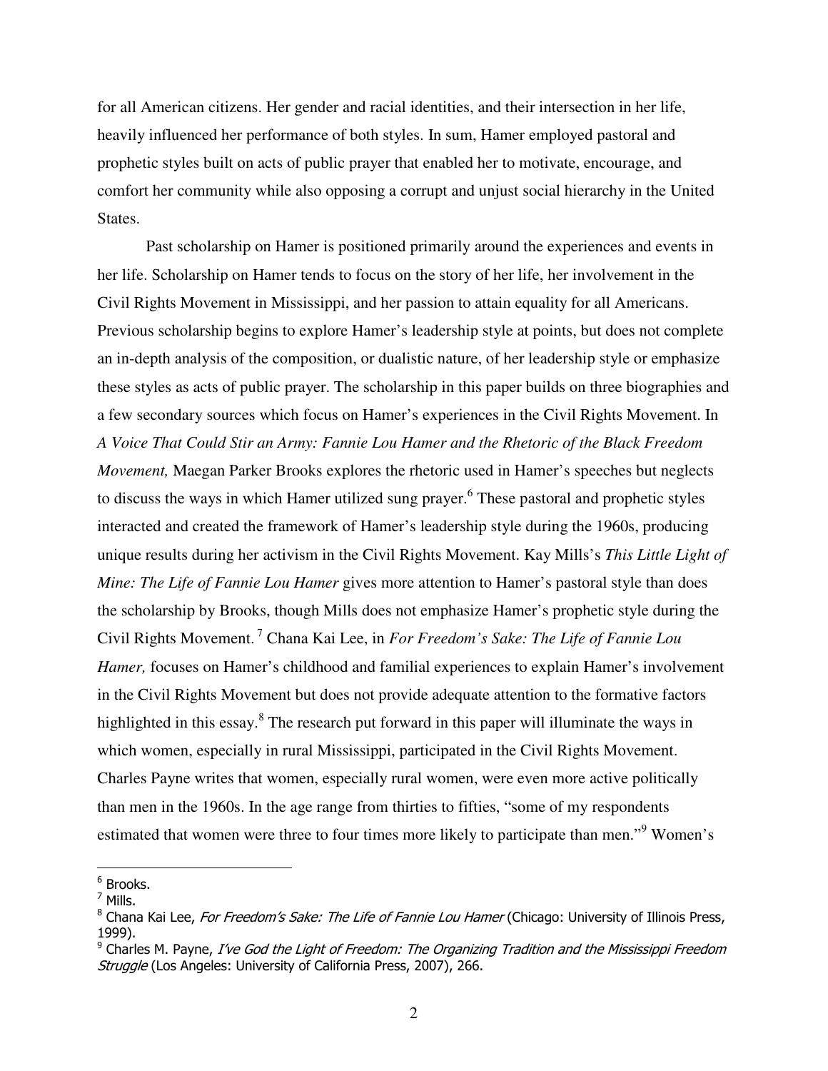for all American citizens. Her gender and racial identities, and their intersection in her life, heavily influenced her performance of both styles. In sum, Hamer employed pastoral and prophetic styles built on acts of public prayer that enabled her to motivate, encourage, and comfort her community while also opposing a corrupt and unjust social hierarchy in the United States.

Past scholarship on Hamer is positioned primarily around the experiences and events in her life. Scholarship on Hamer tends to focus on the story of her life, her involvement in the Civil Rights Movement in Mississippi, and her passion to attain equality for all Americans. Previous scholarship begins to explore Hamer's leadership style at points, but does not complete an in-depth analysis of the composition, or dualistic nature, of her leadership style or emphasize these styles as acts of public prayer. The scholarship in this paper builds on three biographies and a few secondary sources which focus on Hamer's experiences in the Civil Rights Movement. In *A Voice That Could Stir an Army: Fannie Lou Hamer and the Rhetoric of the Black Freedom Movement,* Maegan Parker Brooks explores the rhetoric used in Hamer's speeches but neglects to discuss the ways in which Hamer utilized sung prayer.[6] These pastoral and prophetic styles interacted and created the framework of Hamer's leadership style during the 1960s, producing unique results during her activism in the Civil Rights Movement. Kay Mills's *This Little Light of Mine: The Life of Fannie Lou Hamer* gives more attention to Hamer's pastoral style than does the scholarship by Brooks, though Mills does not emphasize Hamer's prophetic style during the Civil Rights Movement.[7] Chana Kai Lee, in *For Freedom's Sake: The Life of Fannie Lou Hamer,* focuses on Hamer's childhood and familial experiences to explain Hamer's involvement in the Civil Rights Movement but does not provide adequate attention to the formative factors highlighted in this essay.[8] The research put forward in this paper will illuminate the ways in which women, especially in rural Mississippi, participated in the Civil Rights Movement. Charles Payne writes that women, especially rural women, were even more active politically than men in the 1960s. In the age range from thirties to fifties, "some of my respondents estimated that women were three to four times more likely to participate than men."[9] Women's

---

[6] Brooks.

[7] Mills.

[8] Chana Kai Lee, *For Freedom's Sake: The Life of Fannie Lou Hamer* (Chicago: University of Illinois Press, 1999).

[9] Charles M. Payne, *I've God the Light of Freedom: The Organizing Tradition and the Mississippi Freedom Struggle* (Los Angeles: University of California Press, 2007), 266.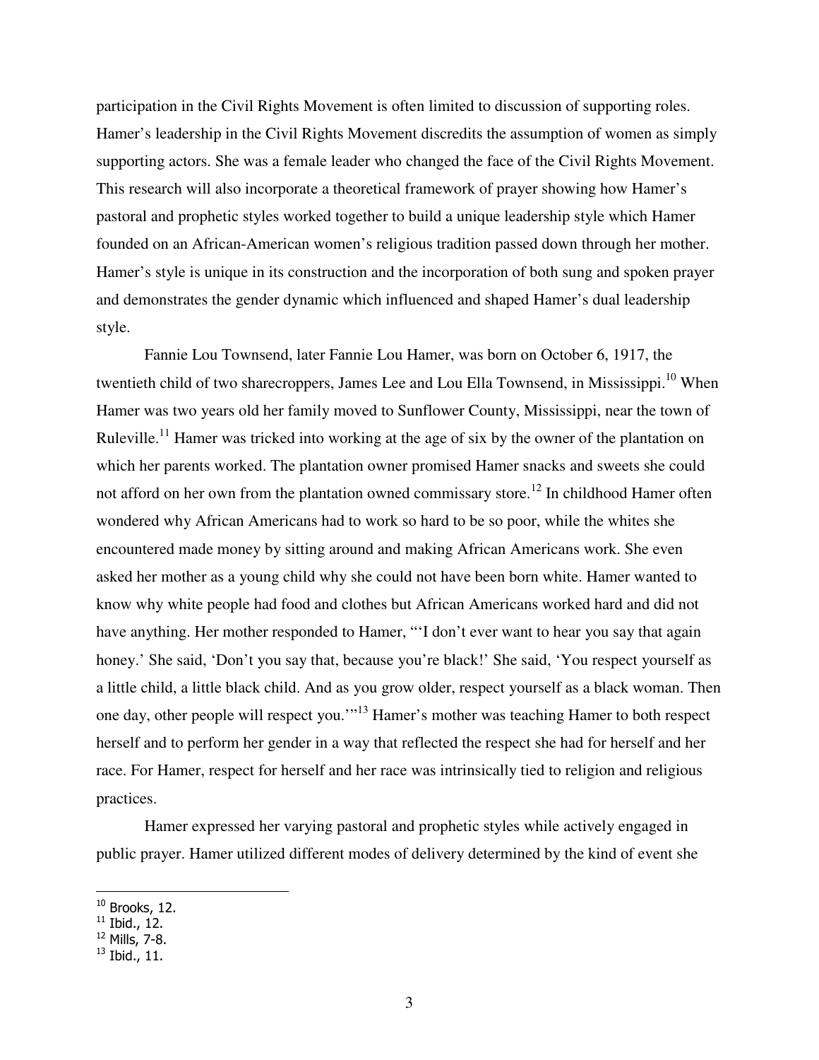participation in the Civil Rights Movement is often limited to discussion of supporting roles. Hamer's leadership in the Civil Rights Movement discredits the assumption of women as simply supporting actors. She was a female leader who changed the face of the Civil Rights Movement. This research will also incorporate a theoretical framework of prayer showing how Hamer's pastoral and prophetic styles worked together to build a unique leadership style which Hamer founded on an African-American women's religious tradition passed down through her mother. Hamer's style is unique in its construction and the incorporation of both sung and spoken prayer and demonstrates the gender dynamic which influenced and shaped Hamer's dual leadership style.

Fannie Lou Townsend, later Fannie Lou Hamer, was born on October 6, 1917, the twentieth child of two sharecroppers, James Lee and Lou Ella Townsend, in Mississippi.[10] When Hamer was two years old her family moved to Sunflower County, Mississippi, near the town of Ruleville.[11] Hamer was tricked into working at the age of six by the owner of the plantation on which her parents worked. The plantation owner promised Hamer snacks and sweets she could not afford on her own from the plantation owned commissary store.[12] In childhood Hamer often wondered why African Americans had to work so hard to be so poor, while the whites she encountered made money by sitting around and making African Americans work. She even asked her mother as a young child why she could not have been born white. Hamer wanted to know why white people had food and clothes but African Americans worked hard and did not have anything. Her mother responded to Hamer, "'I don't ever want to hear you say that again honey.' She said, 'Don't you say that, because you're black!' She said, 'You respect yourself as a little child, a little black child. And as you grow older, respect yourself as a black woman. Then one day, other people will respect you.'"[13] Hamer's mother was teaching Hamer to both respect herself and to perform her gender in a way that reflected the respect she had for herself and her race. For Hamer, respect for herself and her race was intrinsically tied to religion and religious practices.

Hamer expressed her varying pastoral and prophetic styles while actively engaged in public prayer. Hamer utilized different modes of delivery determined by the kind of event she

---

[10] Brooks, 12.

[11] Ibid., 12.

[12] Mills, 7-8.

[13] Ibid., 11.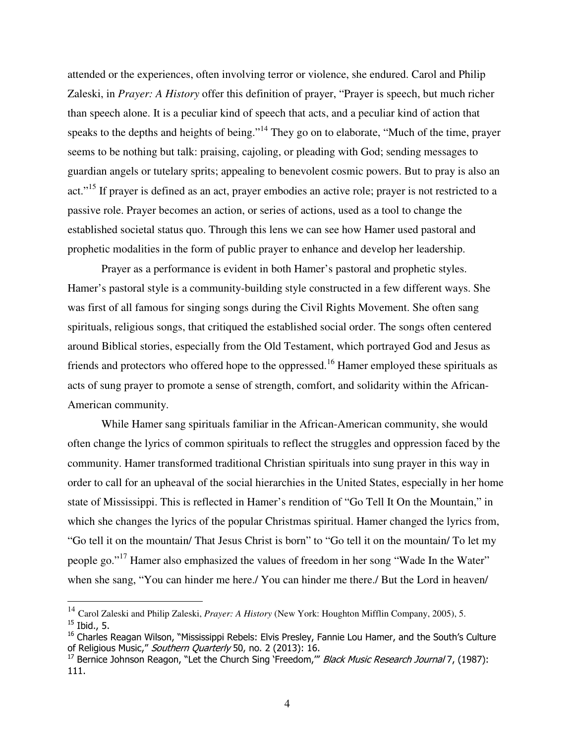attended or the experiences, often involving terror or violence, she endured. Carol and Philip Zaleski, in *Prayer: A History* offer this definition of prayer, "Prayer is speech, but much richer than speech alone. It is a peculiar kind of speech that acts, and a peculiar kind of action that speaks to the depths and heights of being."[14] They go on to elaborate, "Much of the time, prayer seems to be nothing but talk: praising, cajoling, or pleading with God; sending messages to guardian angels or tutelary sprits; appealing to benevolent cosmic powers. But to pray is also an act."[15] If prayer is defined as an act, prayer embodies an active role; prayer is not restricted to a passive role. Prayer becomes an action, or series of actions, used as a tool to change the established societal status quo. Through this lens we can see how Hamer used pastoral and prophetic modalities in the form of public prayer to enhance and develop her leadership.

Prayer as a performance is evident in both Hamer's pastoral and prophetic styles. Hamer's pastoral style is a community-building style constructed in a few different ways. She was first of all famous for singing songs during the Civil Rights Movement. She often sang spirituals, religious songs, that critiqued the established social order. The songs often centered around Biblical stories, especially from the Old Testament, which portrayed God and Jesus as friends and protectors who offered hope to the oppressed.[16] Hamer employed these spirituals as acts of sung prayer to promote a sense of strength, comfort, and solidarity within the African-American community.

While Hamer sang spirituals familiar in the African-American community, she would often change the lyrics of common spirituals to reflect the struggles and oppression faced by the community. Hamer transformed traditional Christian spirituals into sung prayer in this way in order to call for an upheaval of the social hierarchies in the United States, especially in her home state of Mississippi. This is reflected in Hamer's rendition of "Go Tell It On the Mountain," in which she changes the lyrics of the popular Christmas spiritual. Hamer changed the lyrics from, "Go tell it on the mountain/ That Jesus Christ is born" to "Go tell it on the mountain/ To let my people go."[17] Hamer also emphasized the values of freedom in her song "Wade In the Water" when she sang, "You can hinder me here./ You can hinder me there./ But the Lord in heaven/

---

[14] Carol Zaleski and Philip Zaleski, *Prayer: A History* (New York: Houghton Mifflin Company, 2005), 5.

[15] Ibid., 5.

[16] Charles Reagan Wilson, "Mississippi Rebels: Elvis Presley, Fannie Lou Hamer, and the South's Culture of Religious Music," *Southern Quarterly* 50, no. 2 (2013): 16.

[17] Bernice Johnson Reagon, "Let the Church Sing 'Freedom,'" *Black Music Research Journal* 7, (1987): 111.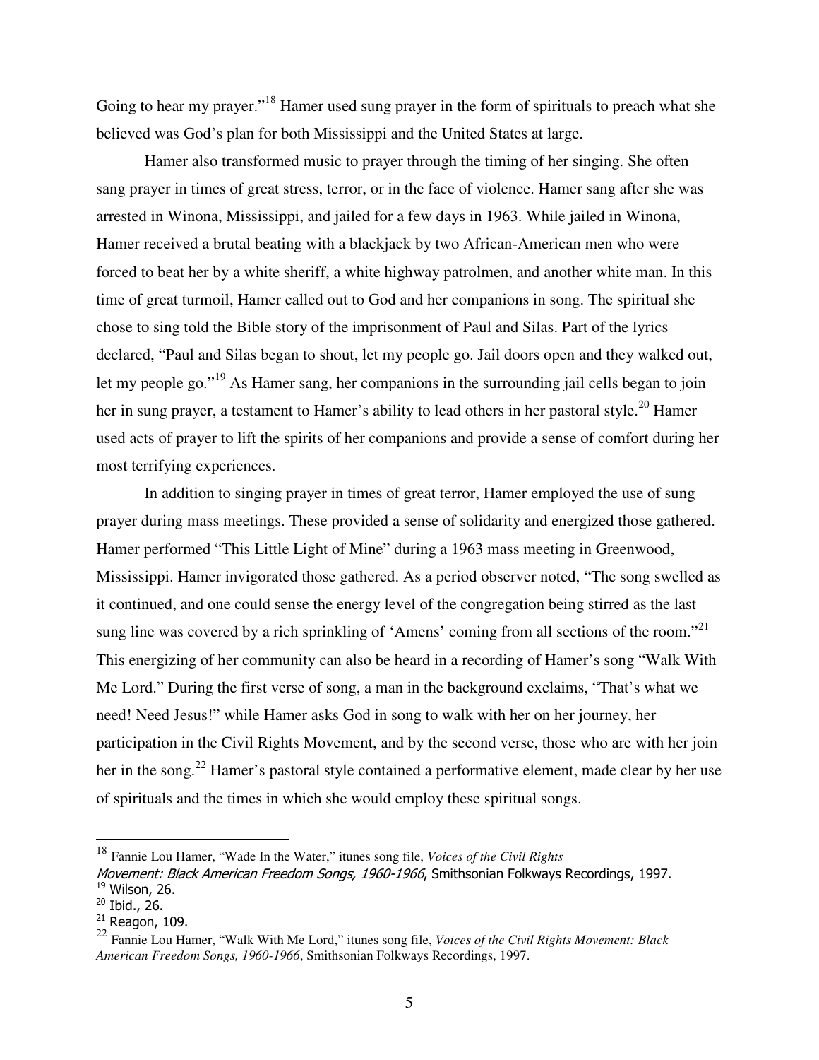Going to hear my prayer."[18] Hamer used sung prayer in the form of spirituals to preach what she believed was God's plan for both Mississippi and the United States at large.

Hamer also transformed music to prayer through the timing of her singing. She often sang prayer in times of great stress, terror, or in the face of violence. Hamer sang after she was arrested in Winona, Mississippi, and jailed for a few days in 1963. While jailed in Winona, Hamer received a brutal beating with a blackjack by two African-American men who were forced to beat her by a white sheriff, a white highway patrolmen, and another white man. In this time of great turmoil, Hamer called out to God and her companions in song. The spiritual she chose to sing told the Bible story of the imprisonment of Paul and Silas. Part of the lyrics declared, "Paul and Silas began to shout, let my people go. Jail doors open and they walked out, let my people go."[19] As Hamer sang, her companions in the surrounding jail cells began to join her in sung prayer, a testament to Hamer's ability to lead others in her pastoral style.[20] Hamer used acts of prayer to lift the spirits of her companions and provide a sense of comfort during her most terrifying experiences.

In addition to singing prayer in times of great terror, Hamer employed the use of sung prayer during mass meetings. These provided a sense of solidarity and energized those gathered. Hamer performed "This Little Light of Mine" during a 1963 mass meeting in Greenwood, Mississippi. Hamer invigorated those gathered. As a period observer noted, "The song swelled as it continued, and one could sense the energy level of the congregation being stirred as the last sung line was covered by a rich sprinkling of 'Amens' coming from all sections of the room."[21] This energizing of her community can also be heard in a recording of Hamer's song "Walk With Me Lord." During the first verse of song, a man in the background exclaims, "That's what we need! Need Jesus!" while Hamer asks God in song to walk with her on her journey, her participation in the Civil Rights Movement, and by the second verse, those who are with her join her in the song.[22] Hamer's pastoral style contained a performative element, made clear by her use of spirituals and the times in which she would employ these spiritual songs.

---

[18] Fannie Lou Hamer, "Wade In the Water," itunes song file, *Voices of the Civil Rights Movement: Black American Freedom Songs, 1960-1966*, Smithsonian Folkways Recordings, 1997.
[19] Wilson, 26.
[20] Ibid., 26.
[21] Reagon, 109.
[22] Fannie Lou Hamer, "Walk With Me Lord," itunes song file, *Voices of the Civil Rights Movement: Black American Freedom Songs, 1960-1966*, Smithsonian Folkways Recordings, 1997.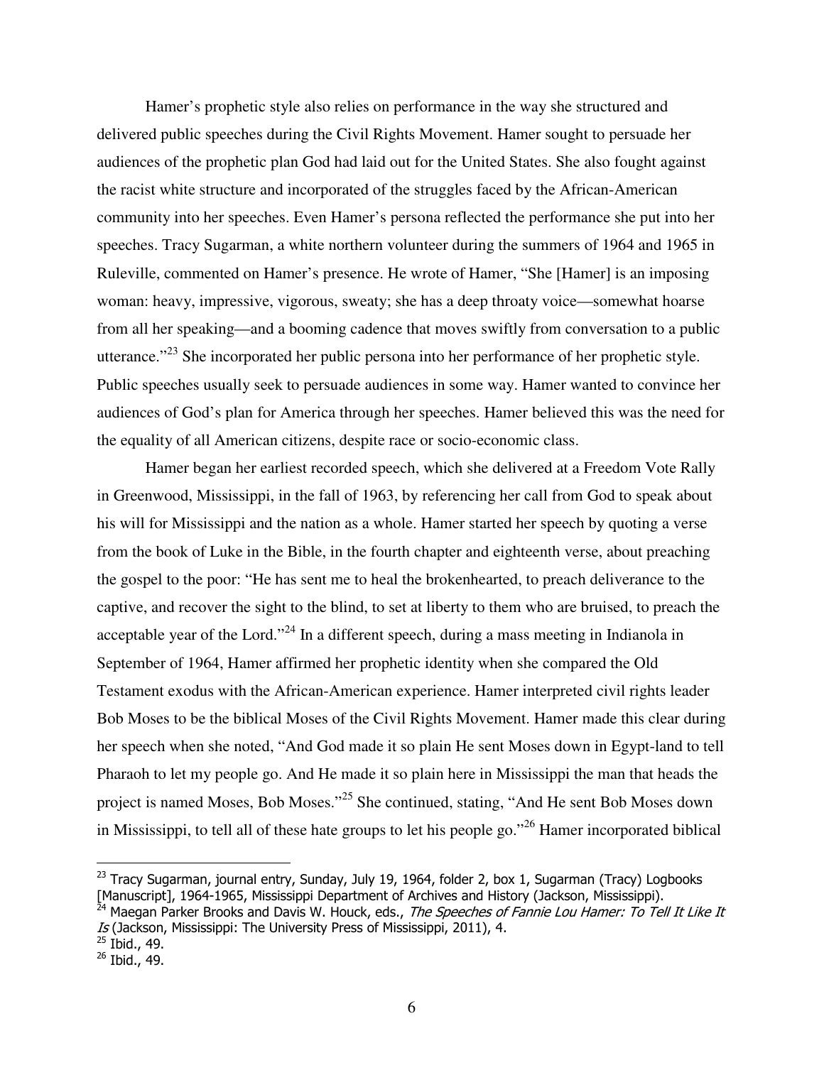Hamer's prophetic style also relies on performance in the way she structured and delivered public speeches during the Civil Rights Movement. Hamer sought to persuade her audiences of the prophetic plan God had laid out for the United States. She also fought against the racist white structure and incorporated of the struggles faced by the African-American community into her speeches. Even Hamer's persona reflected the performance she put into her speeches. Tracy Sugarman, a white northern volunteer during the summers of 1964 and 1965 in Ruleville, commented on Hamer's presence. He wrote of Hamer, "She [Hamer] is an imposing woman: heavy, impressive, vigorous, sweaty; she has a deep throaty voice—somewhat hoarse from all her speaking—and a booming cadence that moves swiftly from conversation to a public utterance."[23] She incorporated her public persona into her performance of her prophetic style. Public speeches usually seek to persuade audiences in some way. Hamer wanted to convince her audiences of God's plan for America through her speeches. Hamer believed this was the need for the equality of all American citizens, despite race or socio-economic class.

Hamer began her earliest recorded speech, which she delivered at a Freedom Vote Rally in Greenwood, Mississippi, in the fall of 1963, by referencing her call from God to speak about his will for Mississippi and the nation as a whole. Hamer started her speech by quoting a verse from the book of Luke in the Bible, in the fourth chapter and eighteenth verse, about preaching the gospel to the poor: "He has sent me to heal the brokenhearted, to preach deliverance to the captive, and recover the sight to the blind, to set at liberty to them who are bruised, to preach the acceptable year of the Lord."[24] In a different speech, during a mass meeting in Indianola in September of 1964, Hamer affirmed her prophetic identity when she compared the Old Testament exodus with the African-American experience. Hamer interpreted civil rights leader Bob Moses to be the biblical Moses of the Civil Rights Movement. Hamer made this clear during her speech when she noted, "And God made it so plain He sent Moses down in Egypt-land to tell Pharaoh to let my people go. And He made it so plain here in Mississippi the man that heads the project is named Moses, Bob Moses."[25] She continued, stating, "And He sent Bob Moses down in Mississippi, to tell all of these hate groups to let his people go."[26] Hamer incorporated biblical

---

[23] Tracy Sugarman, journal entry, Sunday, July 19, 1964, folder 2, box 1, Sugarman (Tracy) Logbooks [Manuscript], 1964-1965, Mississippi Department of Archives and History (Jackson, Mississippi).

[24] Maegan Parker Brooks and Davis W. Houck, eds., *The Speeches of Fannie Lou Hamer: To Tell It Like It Is* (Jackson, Mississippi: The University Press of Mississippi, 2011), 4.

[25] Ibid., 49.

[26] Ibid., 49.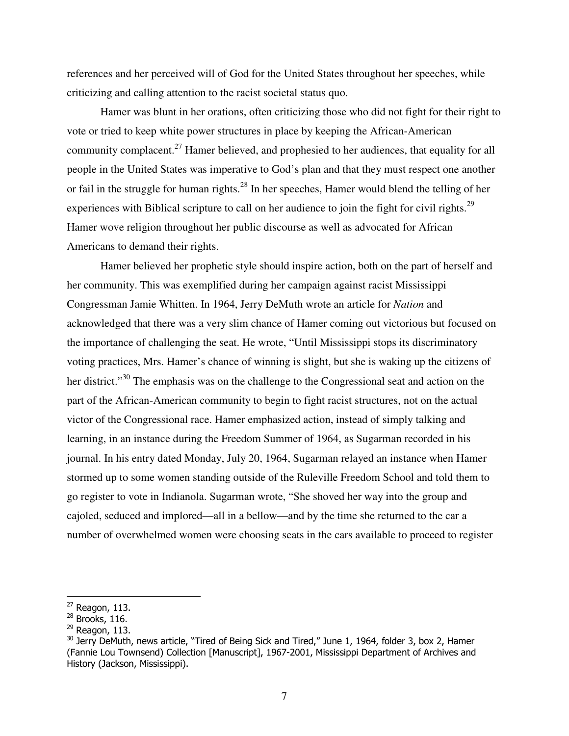references and her perceived will of God for the United States throughout her speeches, while criticizing and calling attention to the racist societal status quo.

Hamer was blunt in her orations, often criticizing those who did not fight for their right to vote or tried to keep white power structures in place by keeping the African-American community complacent.[27] Hamer believed, and prophesied to her audiences, that equality for all people in the United States was imperative to God's plan and that they must respect one another or fail in the struggle for human rights.[28] In her speeches, Hamer would blend the telling of her experiences with Biblical scripture to call on her audience to join the fight for civil rights.[29] Hamer wove religion throughout her public discourse as well as advocated for African Americans to demand their rights.

Hamer believed her prophetic style should inspire action, both on the part of herself and her community. This was exemplified during her campaign against racist Mississippi Congressman Jamie Whitten. In 1964, Jerry DeMuth wrote an article for *Nation* and acknowledged that there was a very slim chance of Hamer coming out victorious but focused on the importance of challenging the seat. He wrote, "Until Mississippi stops its discriminatory voting practices, Mrs. Hamer's chance of winning is slight, but she is waking up the citizens of her district."[30] The emphasis was on the challenge to the Congressional seat and action on the part of the African-American community to begin to fight racist structures, not on the actual victor of the Congressional race. Hamer emphasized action, instead of simply talking and learning, in an instance during the Freedom Summer of 1964, as Sugarman recorded in his journal. In his entry dated Monday, July 20, 1964, Sugarman relayed an instance when Hamer stormed up to some women standing outside of the Ruleville Freedom School and told them to go register to vote in Indianola. Sugarman wrote, "She shoved her way into the group and cajoled, seduced and implored—all in a bellow—and by the time she returned to the car a number of overwhelmed women were choosing seats in the cars available to proceed to register

---

[27] Reagon, 113.

[28] Brooks, 116.

[29] Reagon, 113.

[30] Jerry DeMuth, news article, "Tired of Being Sick and Tired," June 1, 1964, folder 3, box 2, Hamer (Fannie Lou Townsend) Collection [Manuscript], 1967-2001, Mississippi Department of Archives and History (Jackson, Mississippi).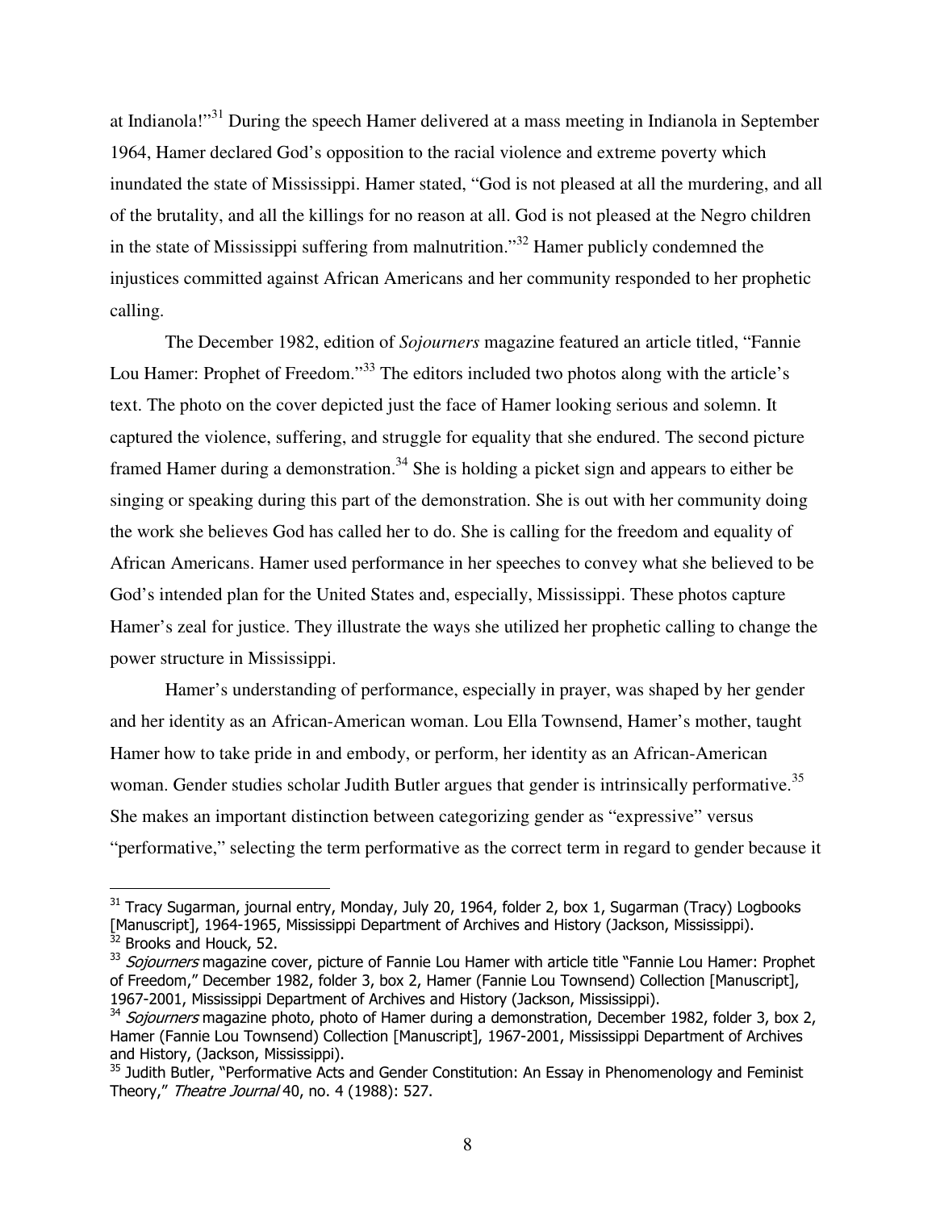at Indianola!"[31] During the speech Hamer delivered at a mass meeting in Indianola in September 1964, Hamer declared God's opposition to the racial violence and extreme poverty which inundated the state of Mississippi. Hamer stated, "God is not pleased at all the murdering, and all of the brutality, and all the killings for no reason at all. God is not pleased at the Negro children in the state of Mississippi suffering from malnutrition."[32] Hamer publicly condemned the injustices committed against African Americans and her community responded to her prophetic calling.

The December 1982, edition of *Sojourners* magazine featured an article titled, "Fannie Lou Hamer: Prophet of Freedom."[33] The editors included two photos along with the article's text. The photo on the cover depicted just the face of Hamer looking serious and solemn. It captured the violence, suffering, and struggle for equality that she endured. The second picture framed Hamer during a demonstration.[34] She is holding a picket sign and appears to either be singing or speaking during this part of the demonstration. She is out with her community doing the work she believes God has called her to do. She is calling for the freedom and equality of African Americans. Hamer used performance in her speeches to convey what she believed to be God's intended plan for the United States and, especially, Mississippi. These photos capture Hamer's zeal for justice. They illustrate the ways she utilized her prophetic calling to change the power structure in Mississippi.

Hamer's understanding of performance, especially in prayer, was shaped by her gender and her identity as an African-American woman. Lou Ella Townsend, Hamer's mother, taught Hamer how to take pride in and embody, or perform, her identity as an African-American woman. Gender studies scholar Judith Butler argues that gender is intrinsically performative.[35] She makes an important distinction between categorizing gender as "expressive" versus "performative," selecting the term performative as the correct term in regard to gender because it

---

[31] Tracy Sugarman, journal entry, Monday, July 20, 1964, folder 2, box 1, Sugarman (Tracy) Logbooks [Manuscript], 1964-1965, Mississippi Department of Archives and History (Jackson, Mississippi).

[32] Brooks and Houck, 52.

[33] *Sojourners* magazine cover, picture of Fannie Lou Hamer with article title "Fannie Lou Hamer: Prophet of Freedom," December 1982, folder 3, box 2, Hamer (Fannie Lou Townsend) Collection [Manuscript], 1967-2001, Mississippi Department of Archives and History (Jackson, Mississippi).

[34] *Sojourners* magazine photo, photo of Hamer during a demonstration, December 1982, folder 3, box 2, Hamer (Fannie Lou Townsend) Collection [Manuscript], 1967-2001, Mississippi Department of Archives and History, (Jackson, Mississippi).

[35] Judith Butler, "Performative Acts and Gender Constitution: An Essay in Phenomenology and Feminist Theory," *Theatre Journal* 40, no. 4 (1988): 527.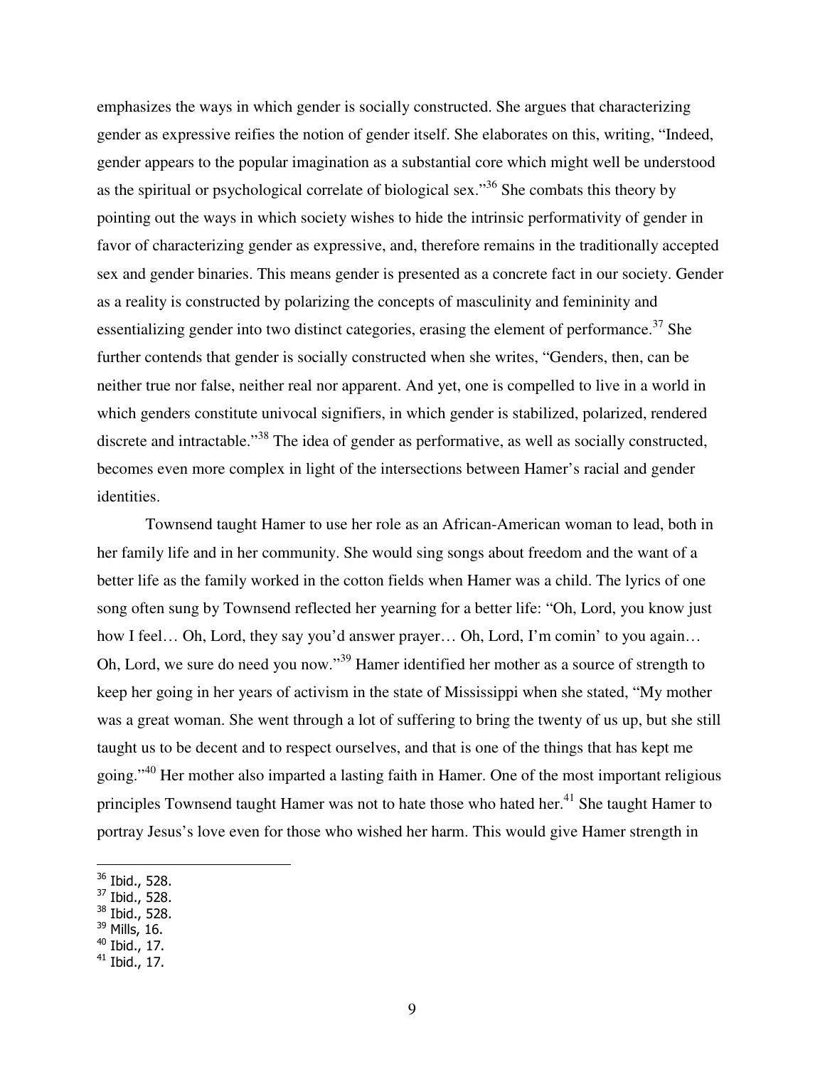emphasizes the ways in which gender is socially constructed. She argues that characterizing gender as expressive reifies the notion of gender itself. She elaborates on this, writing, "Indeed, gender appears to the popular imagination as a substantial core which might well be understood as the spiritual or psychological correlate of biological sex."[36] She combats this theory by pointing out the ways in which society wishes to hide the intrinsic performativity of gender in favor of characterizing gender as expressive, and, therefore remains in the traditionally accepted sex and gender binaries. This means gender is presented as a concrete fact in our society. Gender as a reality is constructed by polarizing the concepts of masculinity and femininity and essentializing gender into two distinct categories, erasing the element of performance.[37] She further contends that gender is socially constructed when she writes, "Genders, then, can be neither true nor false, neither real nor apparent. And yet, one is compelled to live in a world in which genders constitute univocal signifiers, in which gender is stabilized, polarized, rendered discrete and intractable."[38] The idea of gender as performative, as well as socially constructed, becomes even more complex in light of the intersections between Hamer's racial and gender identities.

Townsend taught Hamer to use her role as an African-American woman to lead, both in her family life and in her community. She would sing songs about freedom and the want of a better life as the family worked in the cotton fields when Hamer was a child. The lyrics of one song often sung by Townsend reflected her yearning for a better life: "Oh, Lord, you know just how I feel… Oh, Lord, they say you'd answer prayer… Oh, Lord, I'm comin' to you again… Oh, Lord, we sure do need you now."[39] Hamer identified her mother as a source of strength to keep her going in her years of activism in the state of Mississippi when she stated, "My mother was a great woman. She went through a lot of suffering to bring the twenty of us up, but she still taught us to be decent and to respect ourselves, and that is one of the things that has kept me going."[40] Her mother also imparted a lasting faith in Hamer. One of the most important religious principles Townsend taught Hamer was not to hate those who hated her.[41] She taught Hamer to portray Jesus's love even for those who wished her harm. This would give Hamer strength in

---

[36] Ibid., 528.
[37] Ibid., 528.
[38] Ibid., 528.
[39] Mills, 16.
[40] Ibid., 17.
[41] Ibid., 17.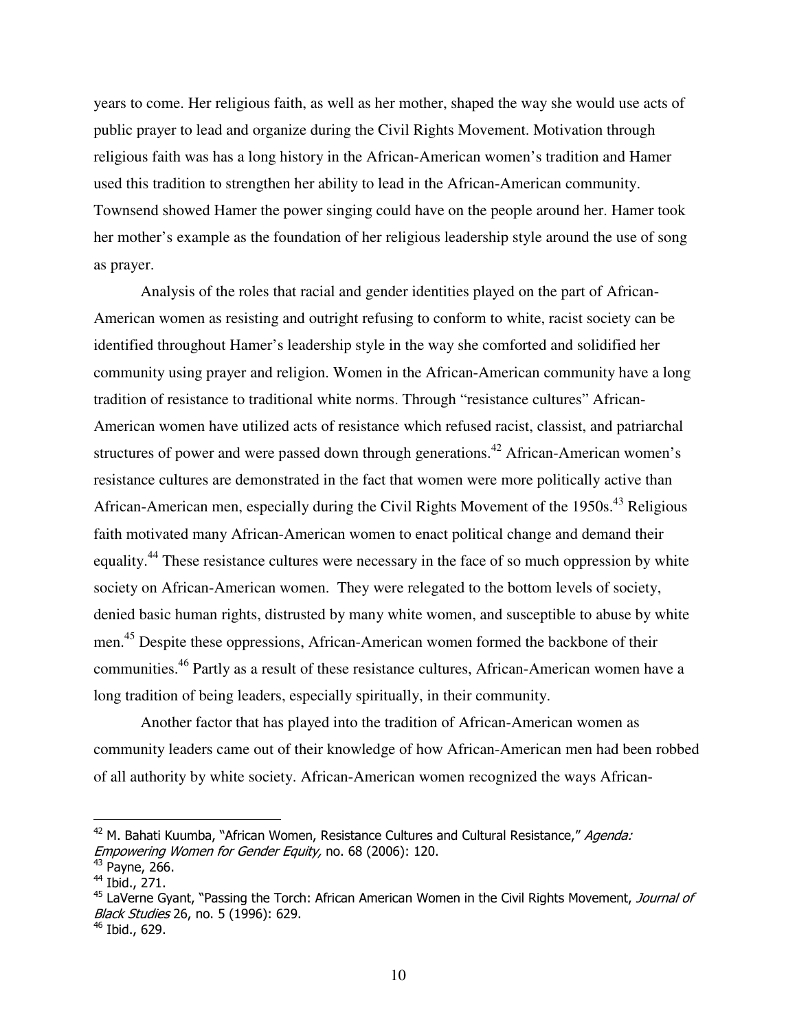years to come. Her religious faith, as well as her mother, shaped the way she would use acts of public prayer to lead and organize during the Civil Rights Movement. Motivation through religious faith was has a long history in the African-American women's tradition and Hamer used this tradition to strengthen her ability to lead in the African-American community. Townsend showed Hamer the power singing could have on the people around her. Hamer took her mother's example as the foundation of her religious leadership style around the use of song as prayer.

Analysis of the roles that racial and gender identities played on the part of African-American women as resisting and outright refusing to conform to white, racist society can be identified throughout Hamer's leadership style in the way she comforted and solidified her community using prayer and religion. Women in the African-American community have a long tradition of resistance to traditional white norms. Through "resistance cultures" African-American women have utilized acts of resistance which refused racist, classist, and patriarchal structures of power and were passed down through generations.[42] African-American women's resistance cultures are demonstrated in the fact that women were more politically active than African-American men, especially during the Civil Rights Movement of the 1950s.[43] Religious faith motivated many African-American women to enact political change and demand their equality.[44] These resistance cultures were necessary in the face of so much oppression by white society on African-American women. They were relegated to the bottom levels of society, denied basic human rights, distrusted by many white women, and susceptible to abuse by white men.[45] Despite these oppressions, African-American women formed the backbone of their communities.[46] Partly as a result of these resistance cultures, African-American women have a long tradition of being leaders, especially spiritually, in their community.

Another factor that has played into the tradition of African-American women as community leaders came out of their knowledge of how African-American men had been robbed of all authority by white society. African-American women recognized the ways African-

---

[42] M. Bahati Kuumba, "African Women, Resistance Cultures and Cultural Resistance," *Agenda: Empowering Women for Gender Equity,* no. 68 (2006): 120.

[43] Payne, 266.

[44] Ibid., 271.

[45] LaVerne Gyant, "Passing the Torch: African American Women in the Civil Rights Movement, *Journal of Black Studies* 26, no. 5 (1996): 629.

[46] Ibid., 629.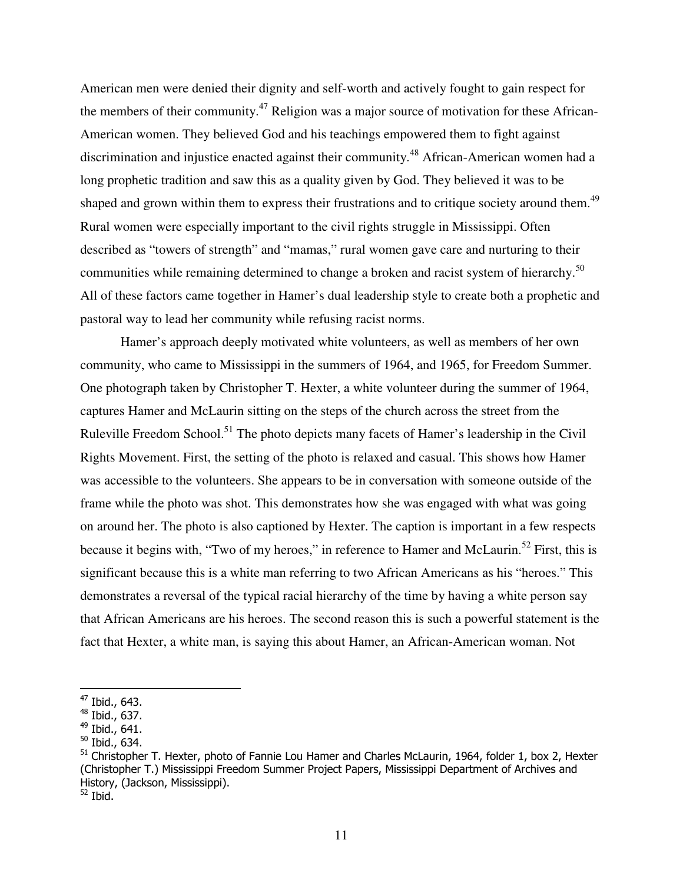American men were denied their dignity and self-worth and actively fought to gain respect for the members of their community.[47] Religion was a major source of motivation for these African-American women. They believed God and his teachings empowered them to fight against discrimination and injustice enacted against their community.[48] African-American women had a long prophetic tradition and saw this as a quality given by God. They believed it was to be shaped and grown within them to express their frustrations and to critique society around them.[49] Rural women were especially important to the civil rights struggle in Mississippi. Often described as "towers of strength" and "mamas," rural women gave care and nurturing to their communities while remaining determined to change a broken and racist system of hierarchy.[50] All of these factors came together in Hamer's dual leadership style to create both a prophetic and pastoral way to lead her community while refusing racist norms.

Hamer's approach deeply motivated white volunteers, as well as members of her own community, who came to Mississippi in the summers of 1964, and 1965, for Freedom Summer. One photograph taken by Christopher T. Hexter, a white volunteer during the summer of 1964, captures Hamer and McLaurin sitting on the steps of the church across the street from the Ruleville Freedom School.[51] The photo depicts many facets of Hamer's leadership in the Civil Rights Movement. First, the setting of the photo is relaxed and casual. This shows how Hamer was accessible to the volunteers. She appears to be in conversation with someone outside of the frame while the photo was shot. This demonstrates how she was engaged with what was going on around her. The photo is also captioned by Hexter. The caption is important in a few respects because it begins with, "Two of my heroes," in reference to Hamer and McLaurin.[52] First, this is significant because this is a white man referring to two African Americans as his "heroes." This demonstrates a reversal of the typical racial hierarchy of the time by having a white person say that African Americans are his heroes. The second reason this is such a powerful statement is the fact that Hexter, a white man, is saying this about Hamer, an African-American woman. Not

---

[47] Ibid., 643.

[48] Ibid., 637.

[49] Ibid., 641.

[50] Ibid., 634.

[51] Christopher T. Hexter, photo of Fannie Lou Hamer and Charles McLaurin, 1964, folder 1, box 2, Hexter (Christopher T.) Mississippi Freedom Summer Project Papers, Mississippi Department of Archives and History, (Jackson, Mississippi).

[52] Ibid.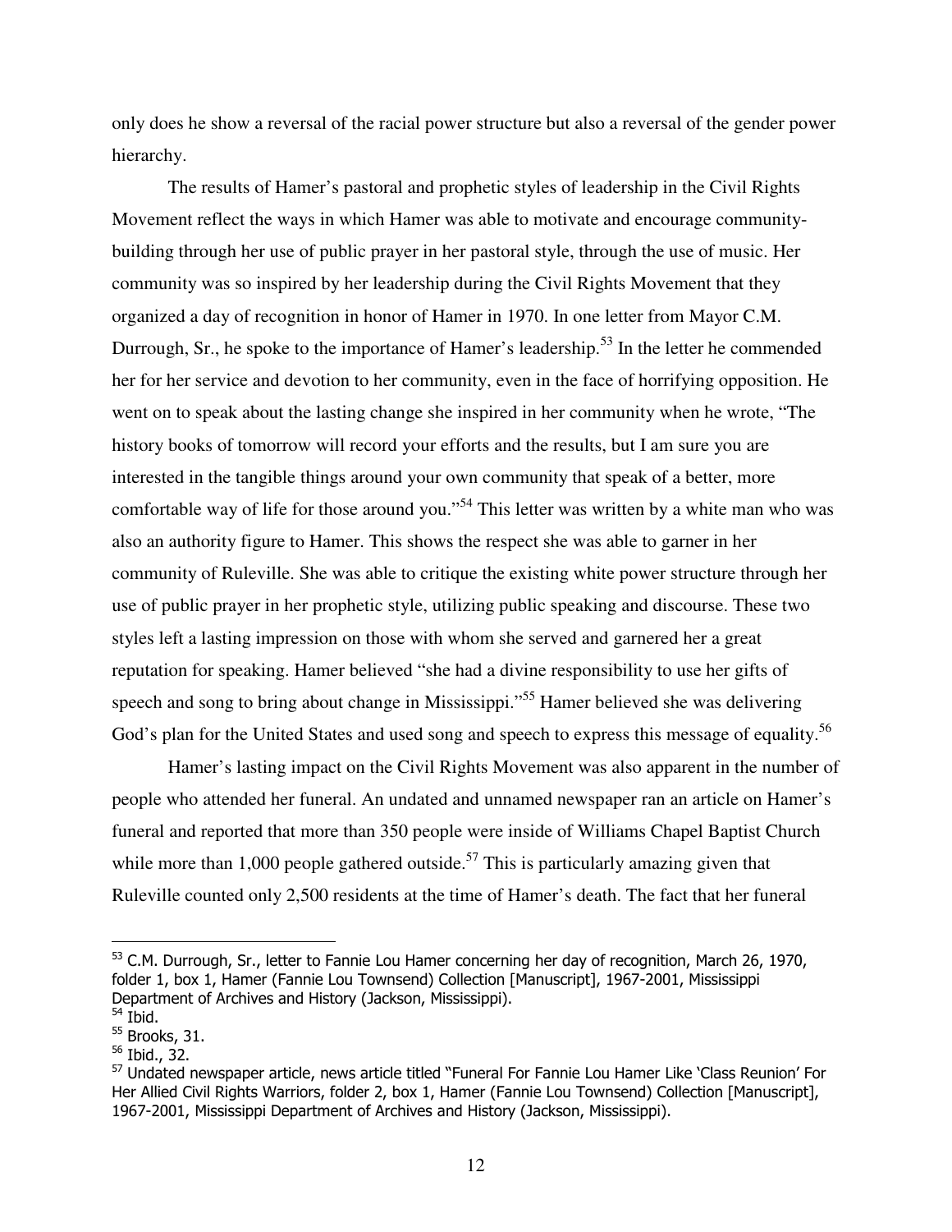only does he show a reversal of the racial power structure but also a reversal of the gender power hierarchy.

The results of Hamer's pastoral and prophetic styles of leadership in the Civil Rights Movement reflect the ways in which Hamer was able to motivate and encourage community-building through her use of public prayer in her pastoral style, through the use of music. Her community was so inspired by her leadership during the Civil Rights Movement that they organized a day of recognition in honor of Hamer in 1970. In one letter from Mayor C.M. Durrough, Sr., he spoke to the importance of Hamer's leadership.[53] In the letter he commended her for her service and devotion to her community, even in the face of horrifying opposition. He went on to speak about the lasting change she inspired in her community when he wrote, "The history books of tomorrow will record your efforts and the results, but I am sure you are interested in the tangible things around your own community that speak of a better, more comfortable way of life for those around you."[54] This letter was written by a white man who was also an authority figure to Hamer. This shows the respect she was able to garner in her community of Ruleville. She was able to critique the existing white power structure through her use of public prayer in her prophetic style, utilizing public speaking and discourse. These two styles left a lasting impression on those with whom she served and garnered her a great reputation for speaking. Hamer believed "she had a divine responsibility to use her gifts of speech and song to bring about change in Mississippi."[55] Hamer believed she was delivering God's plan for the United States and used song and speech to express this message of equality.[56]

Hamer's lasting impact on the Civil Rights Movement was also apparent in the number of people who attended her funeral. An undated and unnamed newspaper ran an article on Hamer's funeral and reported that more than 350 people were inside of Williams Chapel Baptist Church while more than 1,000 people gathered outside.[57] This is particularly amazing given that Ruleville counted only 2,500 residents at the time of Hamer's death. The fact that her funeral

---

[53] C.M. Durrough, Sr., letter to Fannie Lou Hamer concerning her day of recognition, March 26, 1970, folder 1, box 1, Hamer (Fannie Lou Townsend) Collection [Manuscript], 1967-2001, Mississippi Department of Archives and History (Jackson, Mississippi).

[54] Ibid.

[55] Brooks, 31.

[56] Ibid., 32.

[57] Undated newspaper article, news article titled "Funeral For Fannie Lou Hamer Like 'Class Reunion' For Her Allied Civil Rights Warriors, folder 2, box 1, Hamer (Fannie Lou Townsend) Collection [Manuscript], 1967-2001, Mississippi Department of Archives and History (Jackson, Mississippi).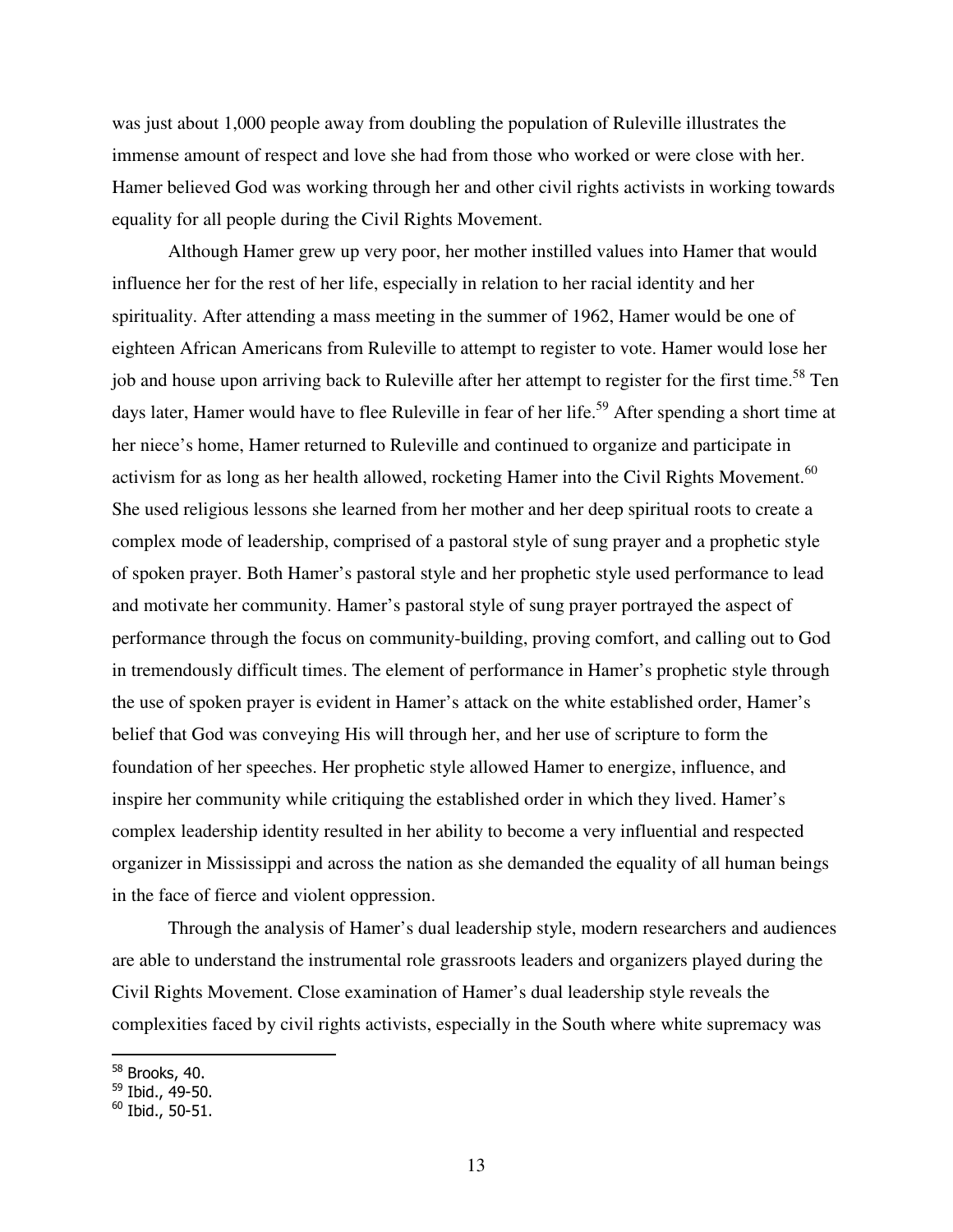was just about 1,000 people away from doubling the population of Ruleville illustrates the immense amount of respect and love she had from those who worked or were close with her. Hamer believed God was working through her and other civil rights activists in working towards equality for all people during the Civil Rights Movement.

Although Hamer grew up very poor, her mother instilled values into Hamer that would influence her for the rest of her life, especially in relation to her racial identity and her spirituality. After attending a mass meeting in the summer of 1962, Hamer would be one of eighteen African Americans from Ruleville to attempt to register to vote. Hamer would lose her job and house upon arriving back to Ruleville after her attempt to register for the first time.[58] Ten days later, Hamer would have to flee Ruleville in fear of her life.[59] After spending a short time at her niece's home, Hamer returned to Ruleville and continued to organize and participate in activism for as long as her health allowed, rocketing Hamer into the Civil Rights Movement.[60] She used religious lessons she learned from her mother and her deep spiritual roots to create a complex mode of leadership, comprised of a pastoral style of sung prayer and a prophetic style of spoken prayer. Both Hamer's pastoral style and her prophetic style used performance to lead and motivate her community. Hamer's pastoral style of sung prayer portrayed the aspect of performance through the focus on community-building, proving comfort, and calling out to God in tremendously difficult times. The element of performance in Hamer's prophetic style through the use of spoken prayer is evident in Hamer's attack on the white established order, Hamer's belief that God was conveying His will through her, and her use of scripture to form the foundation of her speeches. Her prophetic style allowed Hamer to energize, influence, and inspire her community while critiquing the established order in which they lived. Hamer's complex leadership identity resulted in her ability to become a very influential and respected organizer in Mississippi and across the nation as she demanded the equality of all human beings in the face of fierce and violent oppression.

Through the analysis of Hamer's dual leadership style, modern researchers and audiences are able to understand the instrumental role grassroots leaders and organizers played during the Civil Rights Movement. Close examination of Hamer's dual leadership style reveals the complexities faced by civil rights activists, especially in the South where white supremacy was

---

[58] Brooks, 40.

[59] Ibid., 49-50.

[60] Ibid., 50-51.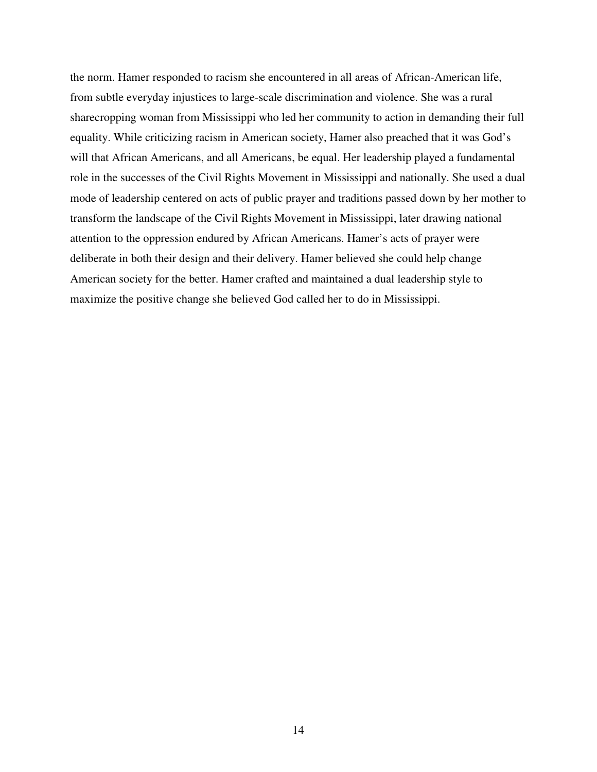the norm. Hamer responded to racism she encountered in all areas of African-American life, from subtle everyday injustices to large-scale discrimination and violence. She was a rural sharecropping woman from Mississippi who led her community to action in demanding their full equality. While criticizing racism in American society, Hamer also preached that it was God's will that African Americans, and all Americans, be equal. Her leadership played a fundamental role in the successes of the Civil Rights Movement in Mississippi and nationally. She used a dual mode of leadership centered on acts of public prayer and traditions passed down by her mother to transform the landscape of the Civil Rights Movement in Mississippi, later drawing national attention to the oppression endured by African Americans. Hamer's acts of prayer were deliberate in both their design and their delivery. Hamer believed she could help change American society for the better. Hamer crafted and maintained a dual leadership style to maximize the positive change she believed God called her to do in Mississippi.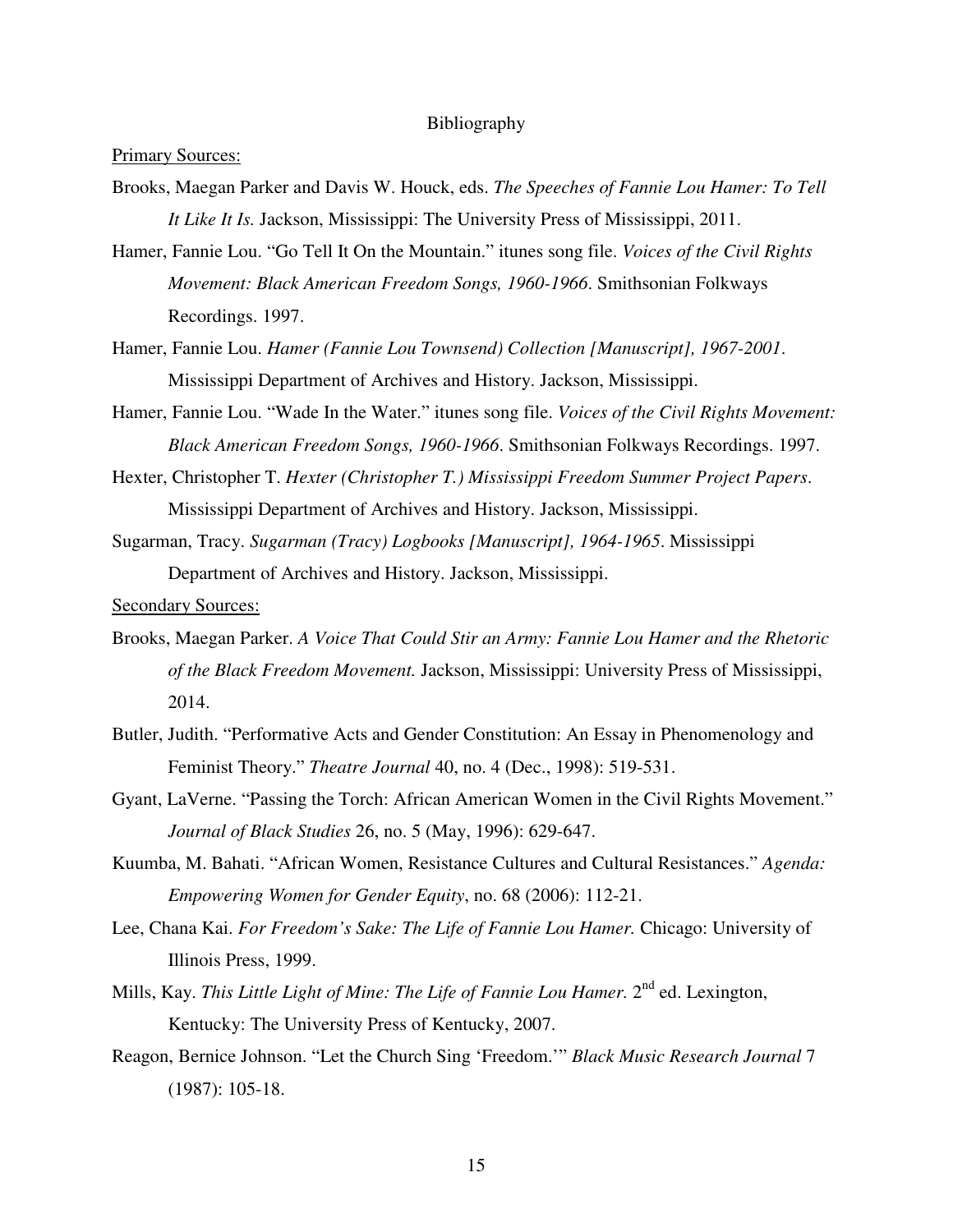# Bibliography

<u>Primary Sources:</u>

Brooks, Maegan Parker and Davis W. Houck, eds. *The Speeches of Fannie Lou Hamer: To Tell It Like It Is.* Jackson, Mississippi: The University Press of Mississippi, 2011.

Hamer, Fannie Lou. "Go Tell It On the Mountain." itunes song file. *Voices of the Civil Rights Movement: Black American Freedom Songs, 1960-1966*. Smithsonian Folkways Recordings. 1997.

Hamer, Fannie Lou. *Hamer (Fannie Lou Townsend) Collection [Manuscript], 1967-2001*. Mississippi Department of Archives and History. Jackson, Mississippi.

Hamer, Fannie Lou. "Wade In the Water." itunes song file. *Voices of the Civil Rights Movement: Black American Freedom Songs, 1960-1966*. Smithsonian Folkways Recordings. 1997.

Hexter, Christopher T. *Hexter (Christopher T.) Mississippi Freedom Summer Project Papers*. Mississippi Department of Archives and History. Jackson, Mississippi.

Sugarman, Tracy. *Sugarman (Tracy) Logbooks [Manuscript], 1964-1965*. Mississippi Department of Archives and History. Jackson, Mississippi.

<u>Secondary Sources:</u>

Brooks, Maegan Parker. *A Voice That Could Stir an Army: Fannie Lou Hamer and the Rhetoric of the Black Freedom Movement.* Jackson, Mississippi: University Press of Mississippi, 2014.

Butler, Judith. "Performative Acts and Gender Constitution: An Essay in Phenomenology and Feminist Theory." *Theatre Journal* 40, no. 4 (Dec., 1998): 519-531.

Gyant, LaVerne. "Passing the Torch: African American Women in the Civil Rights Movement." *Journal of Black Studies* 26, no. 5 (May, 1996): 629-647.

Kuumba, M. Bahati. "African Women, Resistance Cultures and Cultural Resistances." *Agenda: Empowering Women for Gender Equity*, no. 68 (2006): 112-21.

Lee, Chana Kai. *For Freedom's Sake: The Life of Fannie Lou Hamer.* Chicago: University of Illinois Press, 1999.

Mills, Kay. *This Little Light of Mine: The Life of Fannie Lou Hamer.* 2nd ed. Lexington, Kentucky: The University Press of Kentucky, 2007.

Reagon, Bernice Johnson. "Let the Church Sing 'Freedom.'" *Black Music Research Journal* 7 (1987): 105-18.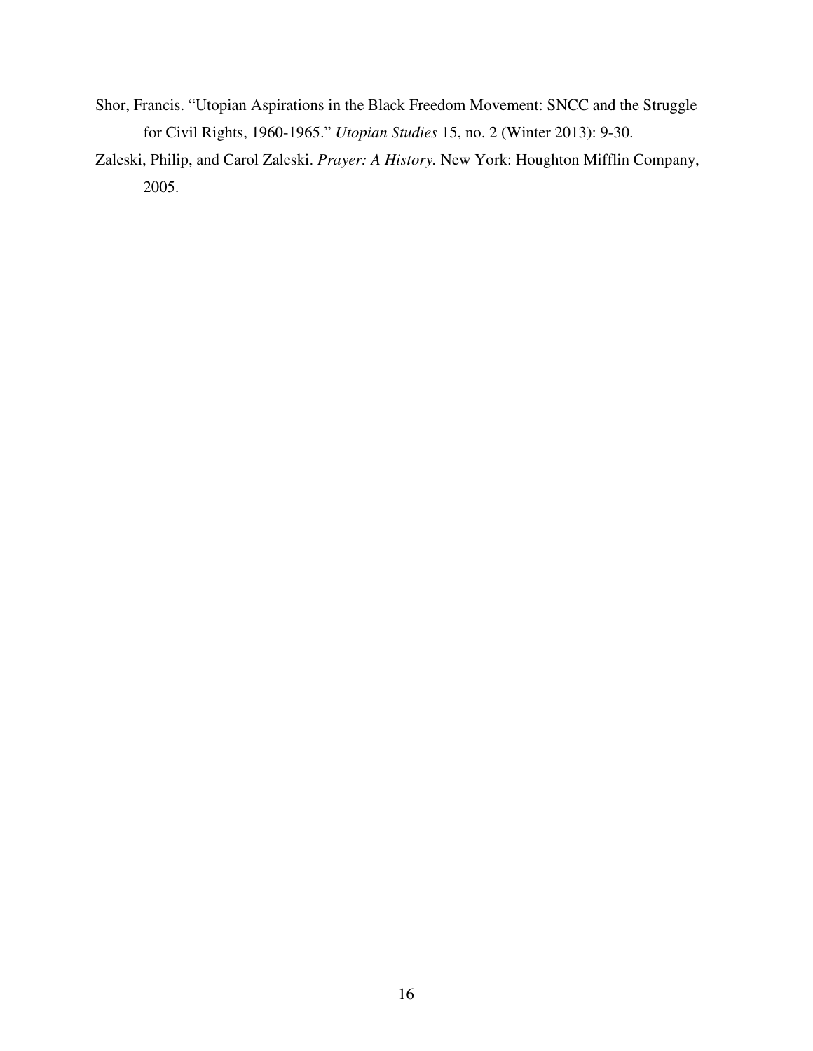Shor, Francis. "Utopian Aspirations in the Black Freedom Movement: SNCC and the Struggle for Civil Rights, 1960-1965." *Utopian Studies* 15, no. 2 (Winter 2013): 9-30.

Zaleski, Philip, and Carol Zaleski. *Prayer: A History.* New York: Houghton Mifflin Company, 2005.